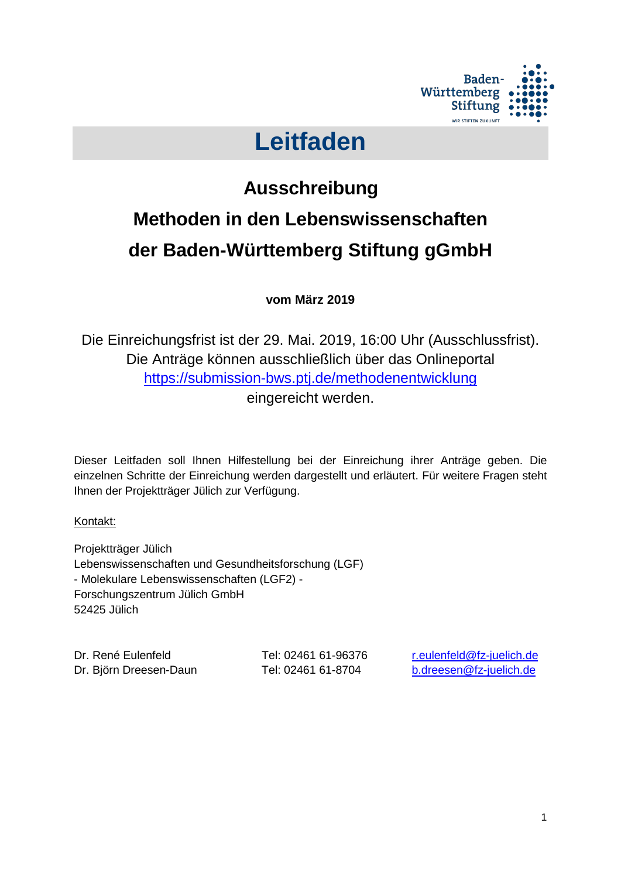# Leitfaden

## Ausschreibung

## Methoden in den Lebenswissenschaften

## der Baden-Württemberg Stiftung gGmbH

**vom März 2019**

Die Einreichungsfrist ist der 29. Mai. 2019, 16:00 Uhr (Ausschlussfrist).
Die Anträge können ausschließlich über das Onlineportal
https://submission-bws.ptj.de/methodenentwicklung
eingereicht werden.

Dieser Leitfaden soll Ihnen Hilfestellung bei der Einreichung ihrer Anträge geben. Die einzelnen Schritte der Einreichung werden dargestellt und erläutert. Für weitere Fragen steht Ihnen der Projektträger Jülich zur Verfügung.

Kontakt:

Projektträger Jülich
Lebenswissenschaften und Gesundheitsforschung (LGF)
- Molekulare Lebenswissenschaften (LGF2) -
Forschungszentrum Jülich GmbH
52425 Jülich

| | | |
|---|---|---|
| Dr. René Eulenfeld | Tel: 02461 61-96376 | r.eulenfeld@fz-juelich.de |
| Dr. Björn Dreesen-Daun | Tel: 02461 61-8704 | b.dreesen@fz-juelich.de |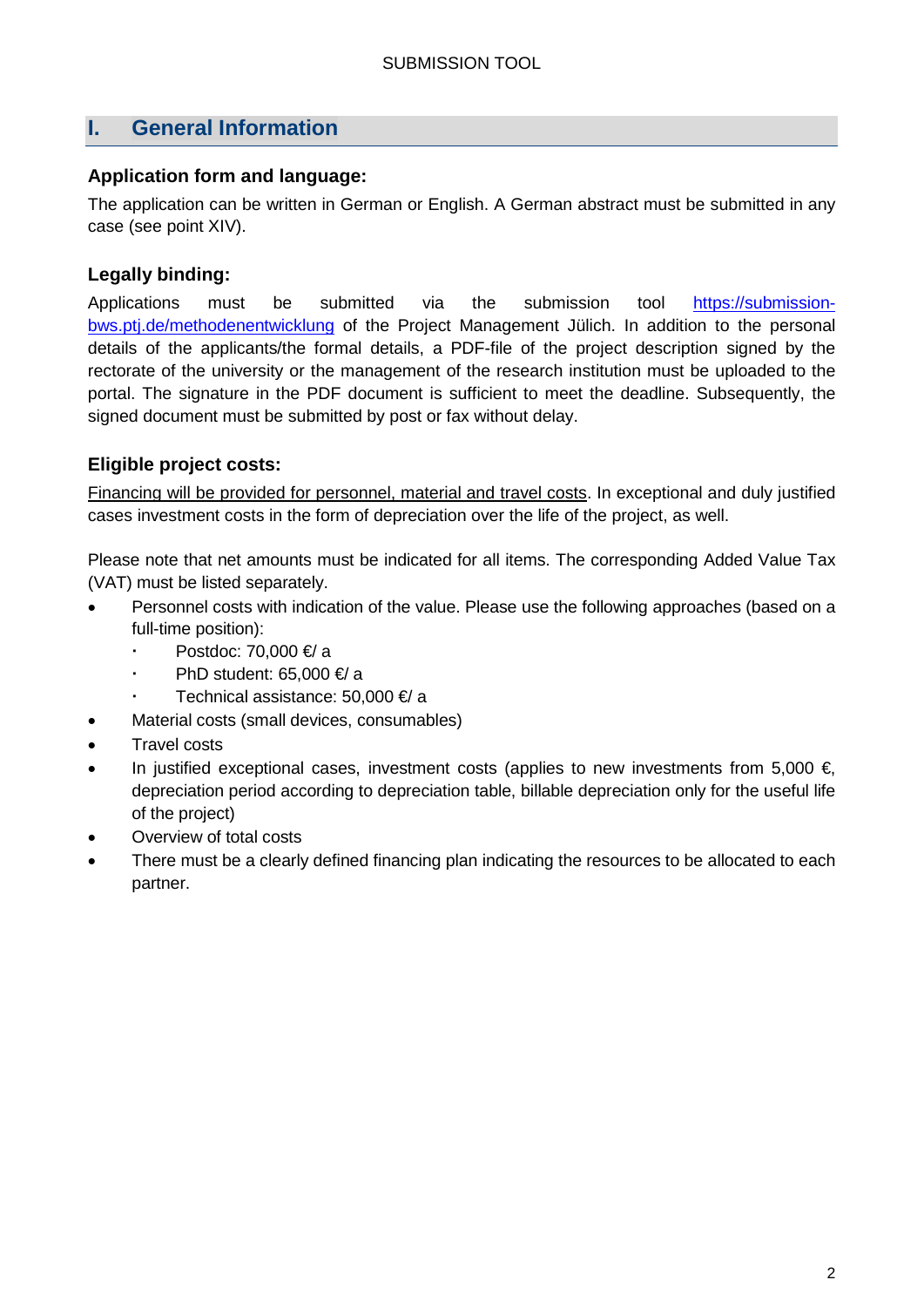# I. General Information

### Application form and language:

The application can be written in German or English. A German abstract must be submitted in any case (see point XIV).

### Legally binding:

Applications must be submitted via the submission tool https://submission-bws.ptj.de/methodenentwicklung of the Project Management Jülich. In addition to the personal details of the applicants/the formal details, a PDF-file of the project description signed by the rectorate of the university or the management of the research institution must be uploaded to the portal. The signature in the PDF document is sufficient to meet the deadline. Subsequently, the signed document must be submitted by post or fax without delay.

### Eligible project costs:

Financing will be provided for personnel, material and travel costs. In exceptional and duly justified cases investment costs in the form of depreciation over the life of the project, as well.

Please note that net amounts must be indicated for all items. The corresponding Added Value Tax (VAT) must be listed separately.

- Personnel costs with indication of the value. Please use the following approaches (based on a full-time position):
  - Postdoc: 70,000 €/ a
  - PhD student: 65,000 €/ a
  - Technical assistance: 50,000 €/ a
- Material costs (small devices, consumables)
- Travel costs
- In justified exceptional cases, investment costs (applies to new investments from 5,000 €, depreciation period according to depreciation table, billable depreciation only for the useful life of the project)
- Overview of total costs
- There must be a clearly defined financing plan indicating the resources to be allocated to each partner.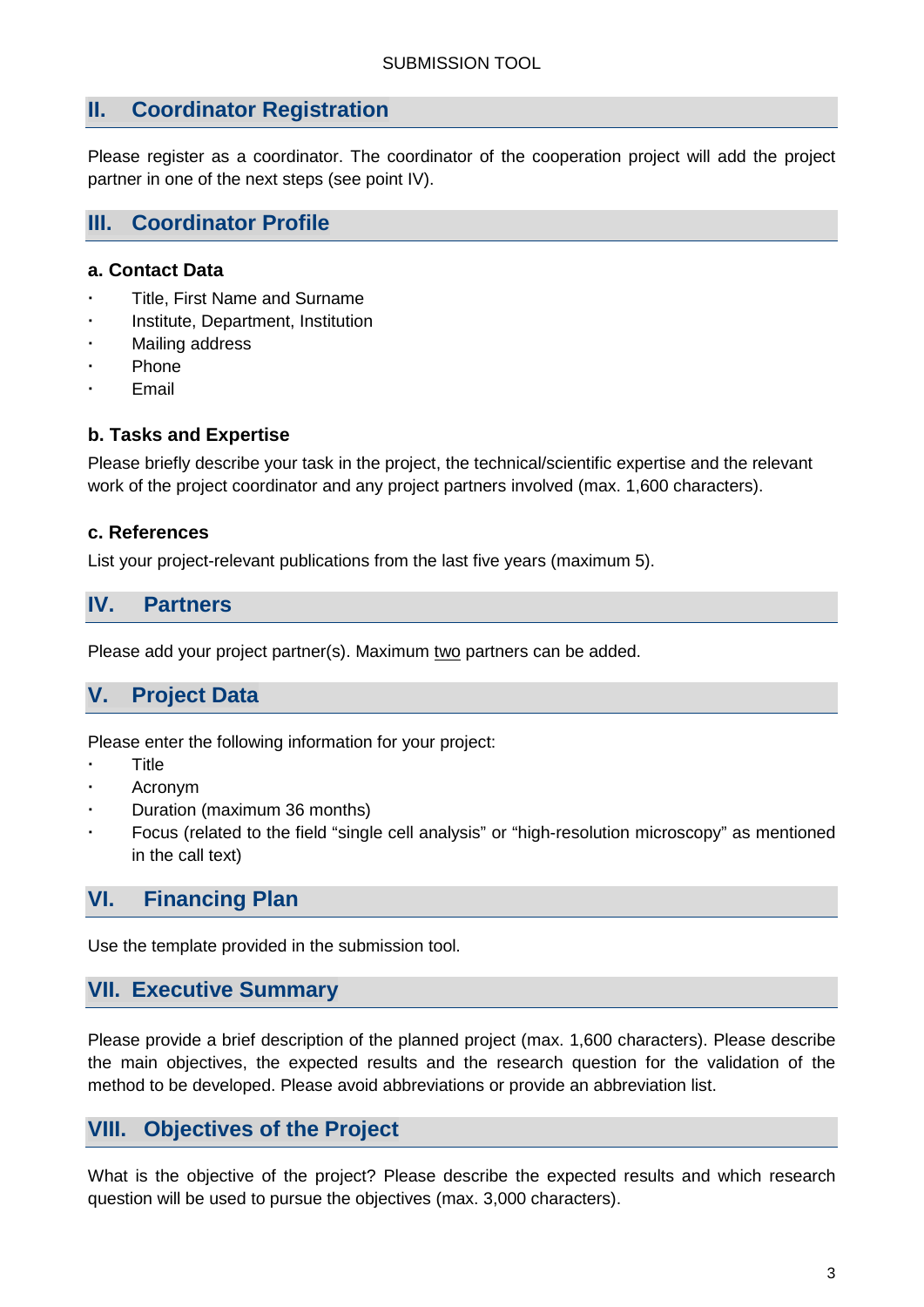SUBMISSION TOOL

## II. Coordinator Registration

Please register as a coordinator. The coordinator of the cooperation project will add the project partner in one of the next steps (see point IV).

## III. Coordinator Profile

### a. Contact Data

- Title, First Name and Surname
- Institute, Department, Institution
- Mailing address
- Phone
- Email

### b. Tasks and Expertise

Please briefly describe your task in the project, the technical/scientific expertise and the relevant work of the project coordinator and any project partners involved (max. 1,600 characters).

### c. References

List your project-relevant publications from the last five years (maximum 5).

## IV. Partners

Please add your project partner(s). Maximum <u>two</u> partners can be added.

## V. Project Data

Please enter the following information for your project:

- Title
- Acronym
- Duration (maximum 36 months)
- Focus (related to the field “single cell analysis” or “high-resolution microscopy” as mentioned in the call text)

## VI. Financing Plan

Use the template provided in the submission tool.

## VII. Executive Summary

Please provide a brief description of the planned project (max. 1,600 characters). Please describe the main objectives, the expected results and the research question for the validation of the method to be developed. Please avoid abbreviations or provide an abbreviation list.

## VIII. Objectives of the Project

What is the objective of the project? Please describe the expected results and which research question will be used to pursue the objectives (max. 3,000 characters).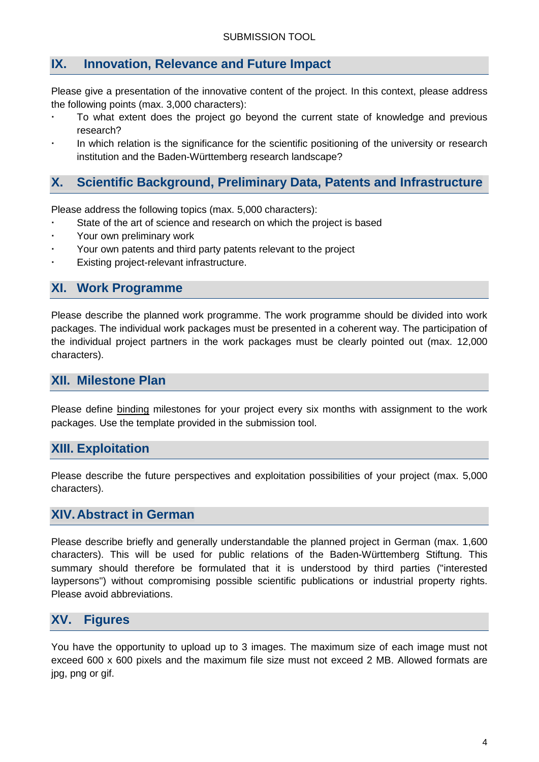## IX. Innovation, Relevance and Future Impact

Please give a presentation of the innovative content of the project. In this context, please address the following points (max. 3,000 characters):

- To what extent does the project go beyond the current state of knowledge and previous research?
- In which relation is the significance for the scientific positioning of the university or research institution and the Baden-Württemberg research landscape?

## X. Scientific Background, Preliminary Data, Patents and Infrastructure

Please address the following topics (max. 5,000 characters):

- State of the art of science and research on which the project is based
- Your own preliminary work
- Your own patents and third party patents relevant to the project
- Existing project-relevant infrastructure.

## XI. Work Programme

Please describe the planned work programme. The work programme should be divided into work packages. The individual work packages must be presented in a coherent way. The participation of the individual project partners in the work packages must be clearly pointed out (max. 12,000 characters).

## XII. Milestone Plan

Please define binding milestones for your project every six months with assignment to the work packages. Use the template provided in the submission tool.

## XIII. Exploitation

Please describe the future perspectives and exploitation possibilities of your project (max. 5,000 characters).

## XIV. Abstract in German

Please describe briefly and generally understandable the planned project in German (max. 1,600 characters). This will be used for public relations of the Baden-Württemberg Stiftung. This summary should therefore be formulated that it is understood by third parties ("interested laypersons") without compromising possible scientific publications or industrial property rights. Please avoid abbreviations.

## XV. Figures

You have the opportunity to upload up to 3 images. The maximum size of each image must not exceed 600 x 600 pixels and the maximum file size must not exceed 2 MB. Allowed formats are jpg, png or gif.